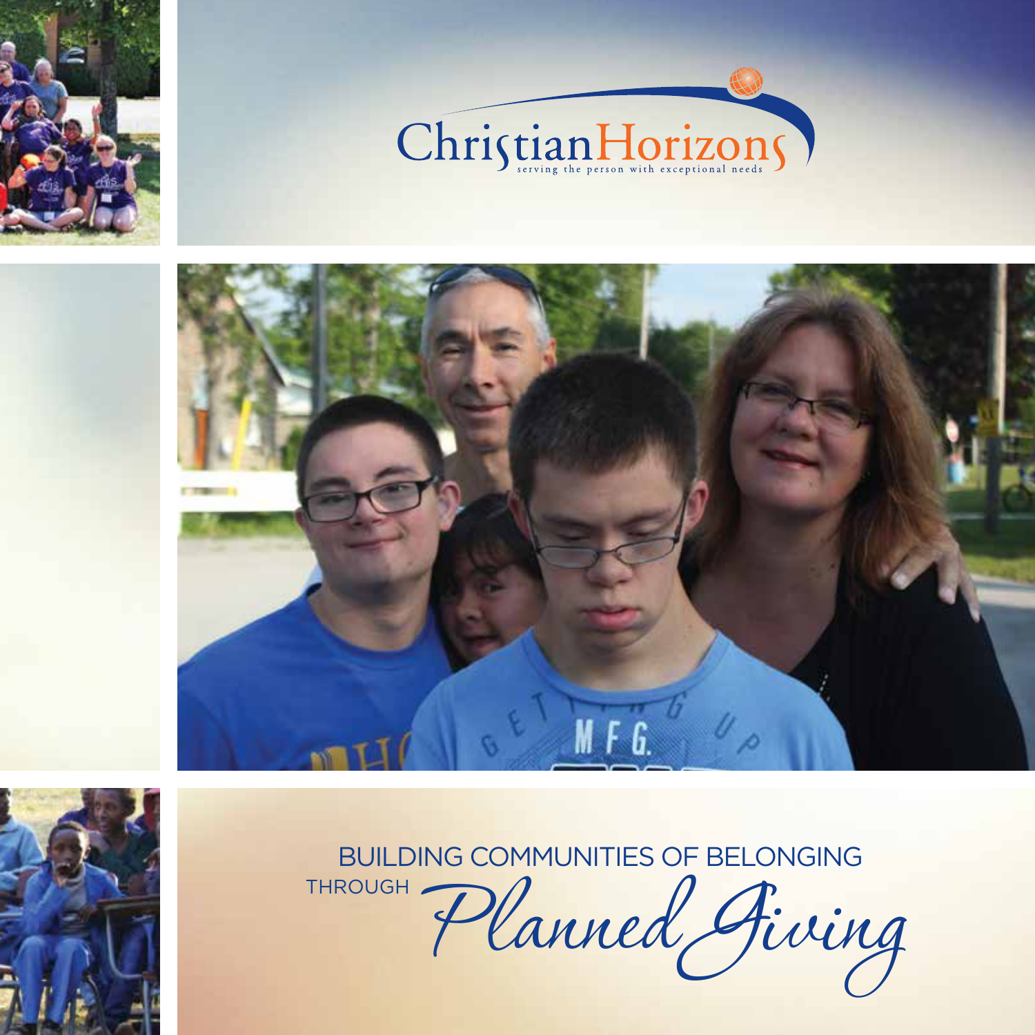# ChristianHorizons

serving the person with exceptional needs

## BUILDING COMMUNITIES OF BELONGING THROUGH *Planned Giving*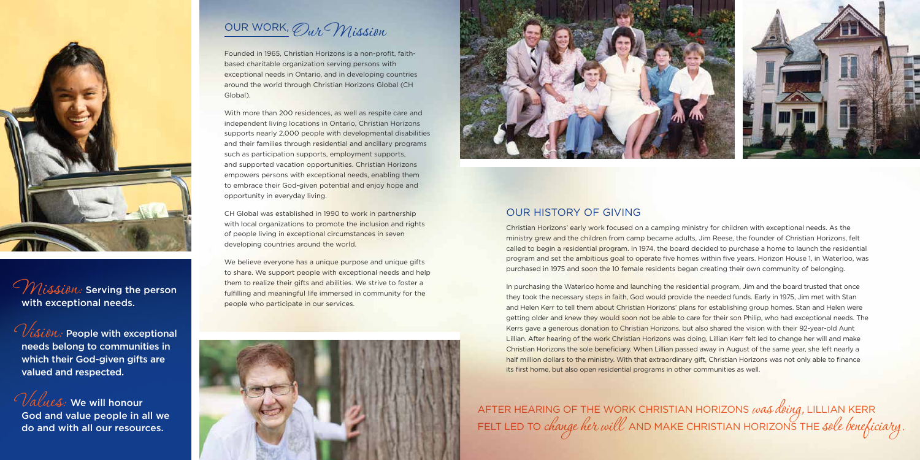**Mission:** Serving the person with exceptional needs.

**Vision:** People with exceptional needs belong to communities in which their God-given gifts are valued and respected.

**Values:** We will honour God and value people in all we do and with all our resources.

## OUR WORK, *Our Mission*

Founded in 1965, Christian Horizons is a non-profit, faith-based charitable organization serving persons with exceptional needs in Ontario, and in developing countries around the world through Christian Horizons Global (CH Global).

With more than 200 residences, as well as respite care and independent living locations in Ontario, Christian Horizons supports nearly 2,000 people with developmental disabilities and their families through residential and ancillary programs such as participation supports, employment supports, and supported vacation opportunities. Christian Horizons empowers persons with exceptional needs, enabling them to embrace their God-given potential and enjoy hope and opportunity in everyday living.

CH Global was established in 1990 to work in partnership with local organizations to promote the inclusion and rights of people living in exceptional circumstances in seven developing countries around the world.

We believe everyone has a unique purpose and unique gifts to share. We support people with exceptional needs and help them to realize their gifts and abilities. We strive to foster a fulfilling and meaningful life immersed in community for the people who participate in our services.

## OUR HISTORY OF GIVING

Christian Horizons' early work focused on a camping ministry for children with exceptional needs. As the ministry grew and the children from camp became adults, Jim Reese, the founder of Christian Horizons, felt called to begin a residential program. In 1974, the board decided to purchase a home to launch the residential program and set the ambitious goal to operate five homes within five years. Horizon House 1, in Waterloo, was purchased in 1975 and soon the 10 female residents began creating their own community of belonging.

In purchasing the Waterloo home and launching the residential program, Jim and the board trusted that once they took the necessary steps in faith, God would provide the needed funds. Early in 1975, Jim met with Stan and Helen Kerr to tell them about Christian Horizons' plans for establishing group homes. Stan and Helen were getting older and knew they would soon not be able to care for their son Philip, who had exceptional needs. The Kerrs gave a generous donation to Christian Horizons, but also shared the vision with their 92-year-old Aunt Lillian. After hearing of the work Christian Horizons was doing, Lillian Kerr felt led to change her will and make Christian Horizons the sole beneficiary. When Lillian passed away in August of the same year, she left nearly a half million dollars to the ministry. With that extraordinary gift, Christian Horizons was not only able to finance its first home, but also open residential programs in other communities as well.

AFTER HEARING OF THE WORK CHRISTIAN HORIZONS *was doing*, LILLIAN KERR FELT LED TO *change her will* AND MAKE CHRISTIAN HORIZONS THE *sole beneficiary*.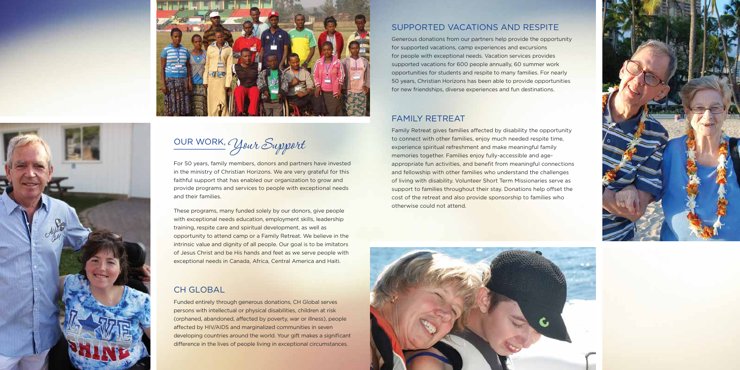## OUR WORK, *Your Support*

For 50 years, family members, donors and partners have invested in the ministry of Christian Horizons. We are very grateful for this faithful support that has enabled our organization to grow and provide programs and services to people with exceptional needs and their families.

These programs, many funded solely by our donors, give people with exceptional needs education, employment skills, leadership training, respite care and spiritual development, as well as opportunity to attend camp or a Family Retreat. We believe in the intrinsic value and dignity of all people. Our goal is to be imitators of Jesus Christ and be His hands and feet as we serve people with exceptional needs in Canada, Africa, Central America and Haiti.

### CH GLOBAL

Funded entirely through generous donations, CH Global serves persons with intellectual or physical disabilities, children at risk (orphaned, abandoned, affected by poverty, war or illness), people affected by HIV/AIDS and marginalized communities in seven developing countries around the world. Your gift makes a significant difference in the lives of people living in exceptional circumstances.

### SUPPORTED VACATIONS AND RESPITE

Generous donations from our partners help provide the opportunity for supported vacations, camp experiences and excursions for people with exceptional needs. Vacation services provides supported vacations for 600 people annually, 60 summer work opportunities for students and respite to many families. For nearly 50 years, Christian Horizons has been able to provide opportunities for new friendships, diverse experiences and fun destinations.

### FAMILY RETREAT

Family Retreat gives families affected by disability the opportunity to connect with other families, enjoy much needed respite time, experience spiritual refreshment and make meaningful family memories together. Families enjoy fully-accessible and age-appropriate fun activities, and benefit from meaningful connections and fellowship with other families who understand the challenges of living with disability. Volunteer Short Term Missionaries serve as support to families throughout their stay. Donations help offset the cost of the retreat and also provide sponsorship to families who otherwise could not attend.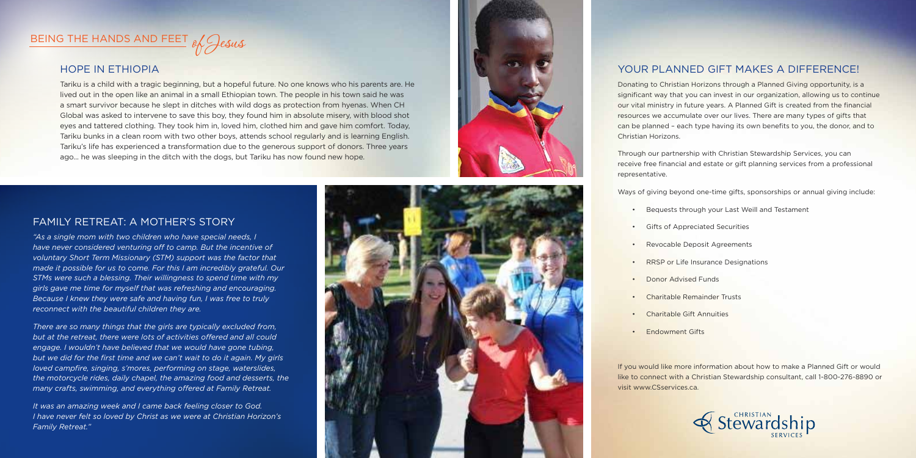## BEING THE HANDS AND FEET *of Jesus*

### HOPE IN ETHIOPIA

Tariku is a child with a tragic beginning, but a hopeful future. No one knows who his parents are. He lived out in the open like an animal in a small Ethiopian town. The people in his town said he was a smart survivor because he slept in ditches with wild dogs as protection from hyenas. When CH Global was asked to intervene to save this boy, they found him in absolute misery, with blood shot eyes and tattered clothing. They took him in, loved him, clothed him and gave him comfort. Today, Tariku bunks in a clean room with two other boys, attends school regularly and is learning English. Tariku's life has experienced a transformation due to the generous support of donors. Three years ago... he was sleeping in the ditch with the dogs, but Tariku has now found new hope.

### FAMILY RETREAT: A MOTHER'S STORY

*"As a single mom with two children who have special needs, I have never considered venturing off to camp. But the incentive of voluntary Short Term Missionary (STM) support was the factor that made it possible for us to come. For this I am incredibly grateful. Our STMs were such a blessing. Their willingness to spend time with my girls gave me time for myself that was refreshing and encouraging. Because I knew they were safe and having fun, I was free to truly reconnect with the beautiful children they are.*

*There are so many things that the girls are typically excluded from, but at the retreat, there were lots of activities offered and all could engage. I wouldn't have believed that we would have gone tubing, but we did for the first time and we can't wait to do it again. My girls loved campfire, singing, s'mores, performing on stage, waterslides, the motorcycle rides, daily chapel, the amazing food and desserts, the many crafts, swimming, and everything offered at Family Retreat.*

*It was an amazing week and I came back feeling closer to God. I have never felt so loved by Christ as we were at Christian Horizon's Family Retreat."*

### YOUR PLANNED GIFT MAKES A DIFFERENCE!

Donating to Christian Horizons through a Planned Giving opportunity, is a significant way that you can invest in our organization, allowing us to continue our vital ministry in future years. A Planned Gift is created from the financial resources we accumulate over our lives. There are many types of gifts that can be planned – each type having its own benefits to you, the donor, and to Christian Horizons.

Through our partnership with Christian Stewardship Services, you can receive free financial and estate or gift planning services from a professional representative.

Ways of giving beyond one-time gifts, sponsorships or annual giving include:

- Bequests through your Last Weill and Testament
- Gifts of Appreciated Securities
- Revocable Deposit Agreements
- RRSP or Life Insurance Designations
- Donor Advised Funds
- Charitable Remainder Trusts
- Charitable Gift Annuities
- Endowment Gifts

If you would like more information about how to make a Planned Gift or would like to connect with a Christian Stewardship consultant, call 1-800-276-8890 or visit www.CSservices.ca.

CHRISTIAN Stewardship SERVICES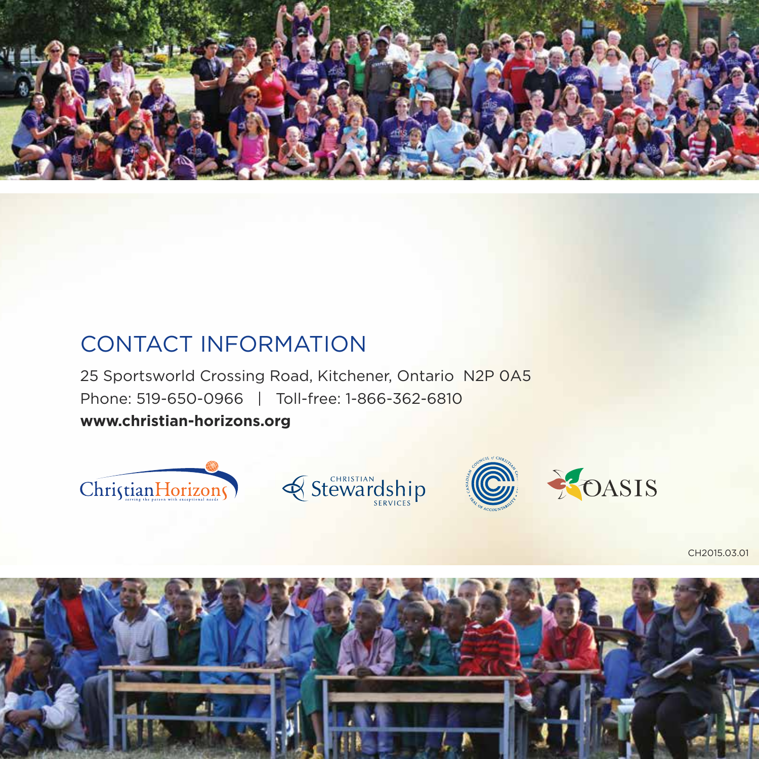## CONTACT INFORMATION

25 Sportsworld Crossing Road, Kitchener, Ontario  N2P 0A5
Phone: 519-650-0966 | Toll-free: 1-866-362-6810
**www.christian-horizons.org**

CH2015.03.01